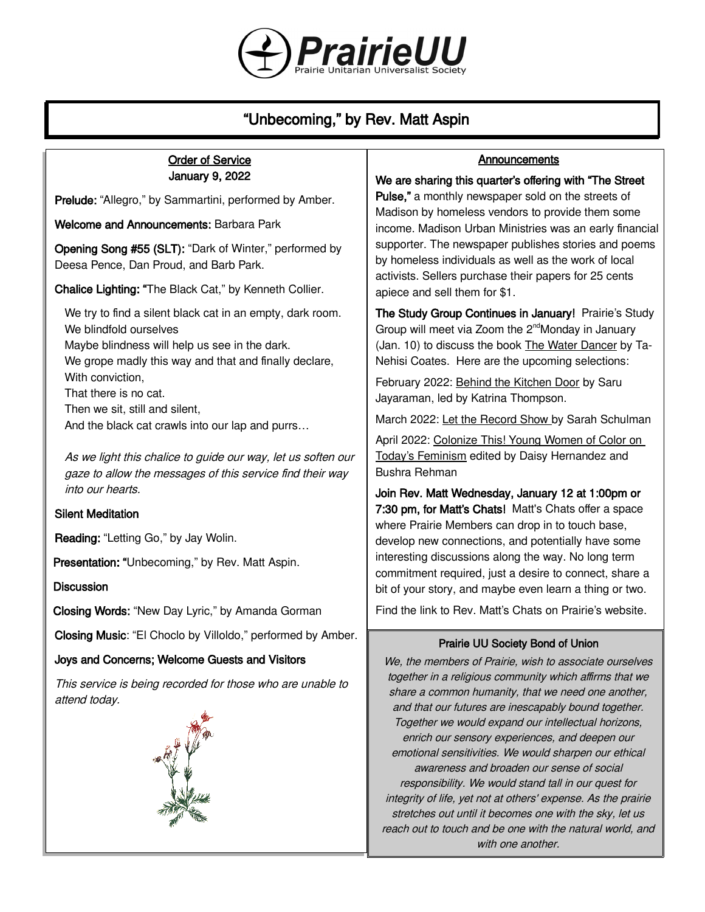# PrairieUU

Prairie Unitarian Universalist Society

## "Unbecoming," by Rev. Matt Aspin

### Order of Service
### January 9, 2022

**Prelude:** "Allegro," by Sammartini, performed by Amber.

**Welcome and Announcements:** Barbara Park

**Opening Song #55 (SLT):** "Dark of Winter," performed by Deesa Pence, Dan Proud, and Barb Park.

**Chalice Lighting: "**The Black Cat," by Kenneth Collier.

We try to find a silent black cat in an empty, dark room.
We blindfold ourselves
Maybe blindness will help us see in the dark.
We grope madly this way and that and finally declare,
With conviction,
That there is no cat.
Then we sit, still and silent,
And the black cat crawls into our lap and purrs…

*As we light this chalice to guide our way, let us soften our gaze to allow the messages of this service find their way into our hearts.*

**Silent Meditation**

**Reading:** "Letting Go," by Jay Wolin.

**Presentation: "**Unbecoming," by Rev. Matt Aspin.

**Discussion**

**Closing Words:** "New Day Lyric," by Amanda Gorman

**Closing Music**: "El Choclo by Villoldo," performed by Amber.

**Joys and Concerns; Welcome Guests and Visitors**

*This service is being recorded for those who are unable to attend today.*

### Announcements

**We are sharing this quarter's offering with "The Street Pulse,"** a monthly newspaper sold on the streets of Madison by homeless vendors to provide them some income. Madison Urban Ministries was an early financial supporter. The newspaper publishes stories and poems by homeless individuals as well as the work of local activists. Sellers purchase their papers for 25 cents apiece and sell them for $1.

**The Study Group Continues in January!** Prairie's Study Group will meet via Zoom the 2nd Monday in January (Jan. 10) to discuss the book The Water Dancer by Ta-Nehisi Coates. Here are the upcoming selections:

February 2022: Behind the Kitchen Door by Saru Jayaraman, led by Katrina Thompson.

March 2022: Let the Record Show by Sarah Schulman

April 2022: Colonize This! Young Women of Color on Today's Feminism edited by Daisy Hernandez and Bushra Rehman

**Join Rev. Matt Wednesday, January 12 at 1:00pm or 7:30 pm, for Matt's Chats!** Matt's Chats offer a space where Prairie Members can drop in to touch base, develop new connections, and potentially have some interesting discussions along the way. No long term commitment required, just a desire to connect, share a bit of your story, and maybe even learn a thing or two.

Find the link to Rev. Matt's Chats on Prairie's website.

### Prairie UU Society Bond of Union

*We, the members of Prairie, wish to associate ourselves together in a religious community which affirms that we share a common humanity, that we need one another, and that our futures are inescapably bound together. Together we would expand our intellectual horizons, enrich our sensory experiences, and deepen our emotional sensitivities. We would sharpen our ethical awareness and broaden our sense of social responsibility. We would stand tall in our quest for integrity of life, yet not at others' expense. As the prairie stretches out until it becomes one with the sky, let us reach out to touch and be one with the natural world, and with one another.*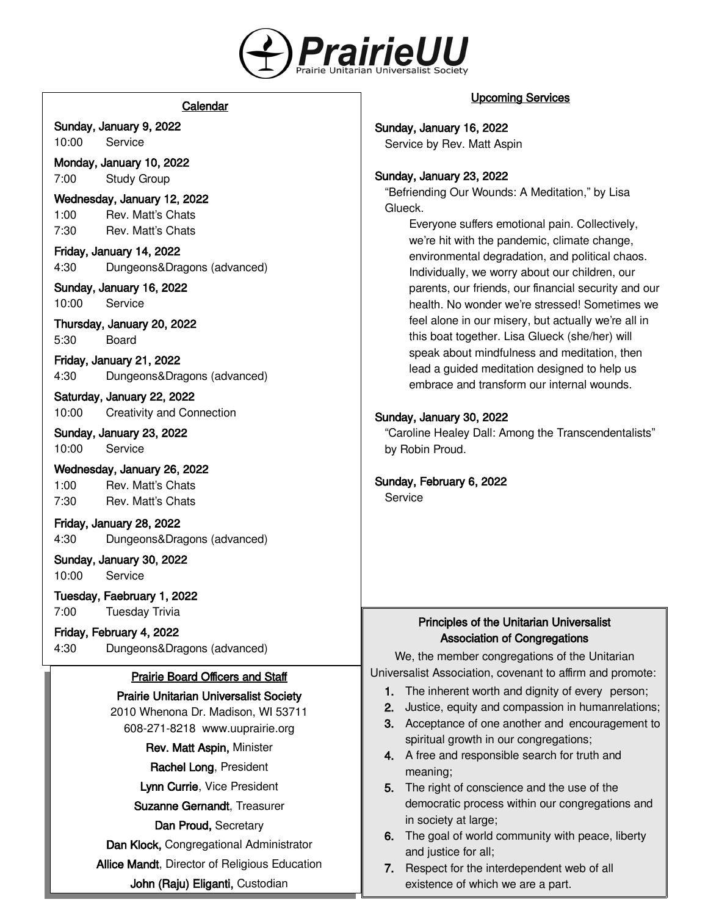# PrairieUU

Prairie Unitarian Universalist Society

## Calendar

**Sunday, January 9, 2022**
10:00 Service

**Monday, January 10, 2022**
7:00 Study Group

**Wednesday, January 12, 2022**
1:00 Rev. Matt's Chats
7:30 Rev. Matt's Chats

**Friday, January 14, 2022**
4:30 Dungeons&Dragons (advanced)

**Sunday, January 16, 2022**
10:00 Service

**Thursday, January 20, 2022**
5:30 Board

**Friday, January 21, 2022**
4:30 Dungeons&Dragons (advanced)

**Saturday, January 22, 2022**
10:00 Creativity and Connection

**Sunday, January 23, 2022**
10:00 Service

**Wednesday, January 26, 2022**
1:00 Rev. Matt's Chats
7:30 Rev. Matt's Chats

**Friday, January 28, 2022**
4:30 Dungeons&Dragons (advanced)

**Sunday, January 30, 2022**
10:00 Service

**Tuesday, Faebruary 1, 2022**
7:00 Tuesday Trivia

**Friday, February 4, 2022**
4:30 Dungeons&Dragons (advanced)

## Prairie Board Officers and Staff

**Prairie Unitarian Universalist Society**
2010 Whenona Dr. Madison, WI 53711
608-271-8218 www.uuprairie.org

**Rev. Matt Aspin,** Minister
**Rachel Long**, President
**Lynn Currie**, Vice President
**Suzanne Gernandt**, Treasurer
**Dan Proud,** Secretary
**Dan Klock,** Congregational Administrator
**Allice Mandt**, Director of Religious Education
**John (Raju) Eliganti,** Custodian

## Upcoming Services

**Sunday, January 16, 2022**
Service by Rev. Matt Aspin

**Sunday, January 23, 2022**
"Befriending Our Wounds: A Meditation," by Lisa Glueck.

Everyone suffers emotional pain. Collectively, we're hit with the pandemic, climate change, environmental degradation, and political chaos. Individually, we worry about our children, our parents, our friends, our financial security and our health. No wonder we're stressed! Sometimes we feel alone in our misery, but actually we're all in this boat together. Lisa Glueck (she/her) will speak about mindfulness and meditation, then lead a guided meditation designed to help us embrace and transform our internal wounds.

**Sunday, January 30, 2022**
"Caroline Healey Dall: Among the Transcendentalists" by Robin Proud.

**Sunday, February 6, 2022**
Service

## Principles of the Unitarian Universalist Association of Congregations

We, the member congregations of the Unitarian Universalist Association, covenant to affirm and promote:

1. The inherent worth and dignity of every person;
2. Justice, equity and compassion in humanrelations;
3. Acceptance of one another and encouragement to spiritual growth in our congregations;
4. A free and responsible search for truth and meaning;
5. The right of conscience and the use of the democratic process within our congregations and in society at large;
6. The goal of world community with peace, liberty and justice for all;
7. Respect for the interdependent web of all existence of which we are a part.